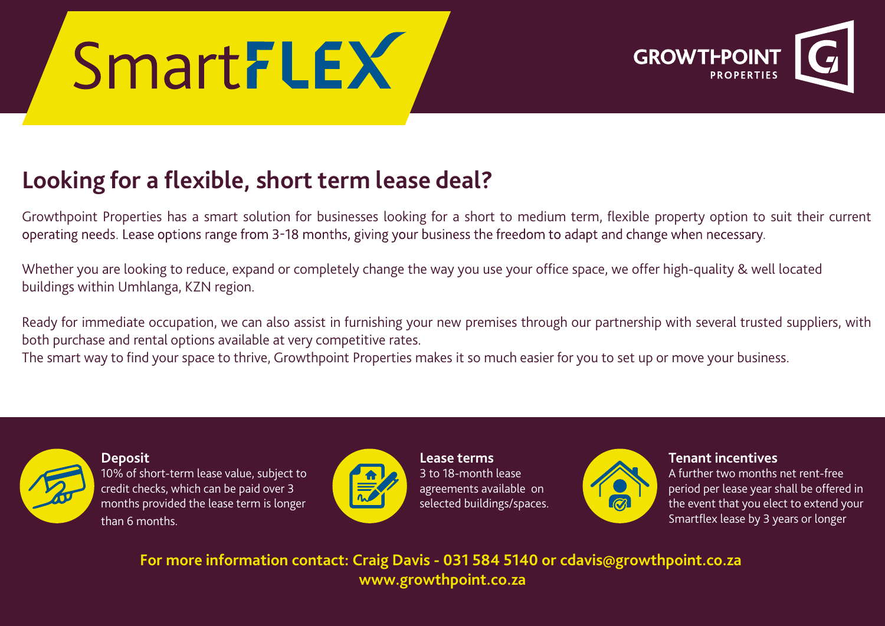# SmartFLEX

GROWTHPOINT PROPERTIES

## Looking for a flexible, short term lease deal?

Growthpoint Properties has a smart solution for businesses looking for a short to medium term, flexible property option to suit their current operating needs. Lease options range from 3-18 months, giving your business the freedom to adapt and change when necessary.

Whether you are looking to reduce, expand or completely change the way you use your office space, we offer high-quality & well located buildings within Umhlanga, KZN region.

Ready for immediate occupation, we can also assist in furnishing your new premises through our partnership with several trusted suppliers, with both purchase and rental options available at very competitive rates.
The smart way to find your space to thrive, Growthpoint Properties makes it so much easier for you to set up or move your business.

### Deposit

10% of short-term lease value, subject to credit checks, which can be paid over 3 months provided the lease term is longer than 6 months.

### Lease terms

3 to 18-month lease agreements available on selected buildings/spaces.

### Tenant incentives

A further two months net rent-free period per lease year shall be offered in the event that you elect to extend your Smartflex lease by 3 years or longer

**For more information contact: Craig Davis - 031 584 5140 or cdavis@growthpoint.co.za**
**www.growthpoint.co.za**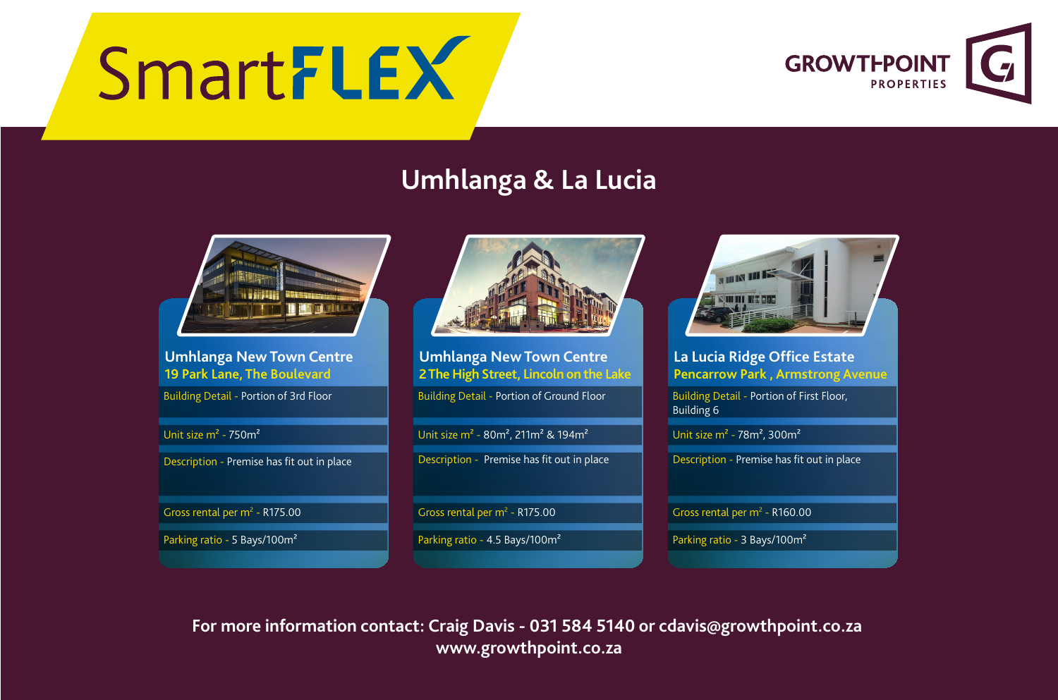# SmartFLEX

GROWTHPOINT PROPERTIES

## Umhlanga & La Lucia

### Umhlanga New Town Centre
**19 Park Lane, The Boulevard**

Building Detail - Portion of 3rd Floor

Unit size m² - 750m²

Description - Premise has fit out in place

Gross rental per m² - R175.00

Parking ratio - 5 Bays/100m²

### Umhlanga New Town Centre
**2 The High Street, Lincoln on the Lake**

Building Detail - Portion of Ground Floor

Unit size m² - 80m², 211m² & 194m²

Description - Premise has fit out in place

Gross rental per m² - R175.00

Parking ratio - 4.5 Bays/100m²

### La Lucia Ridge Office Estate
**Pencarrow Park , Armstrong Avenue**

Building Detail - Portion of First Floor, Building 6

Unit size m² - 78m², 300m²

Description - Premise has fit out in place

Gross rental per m² - R160.00

Parking ratio - 3 Bays/100m²

**For more information contact: Craig Davis - 031 584 5140 or cdavis@growthpoint.co.za**
**www.growthpoint.co.za**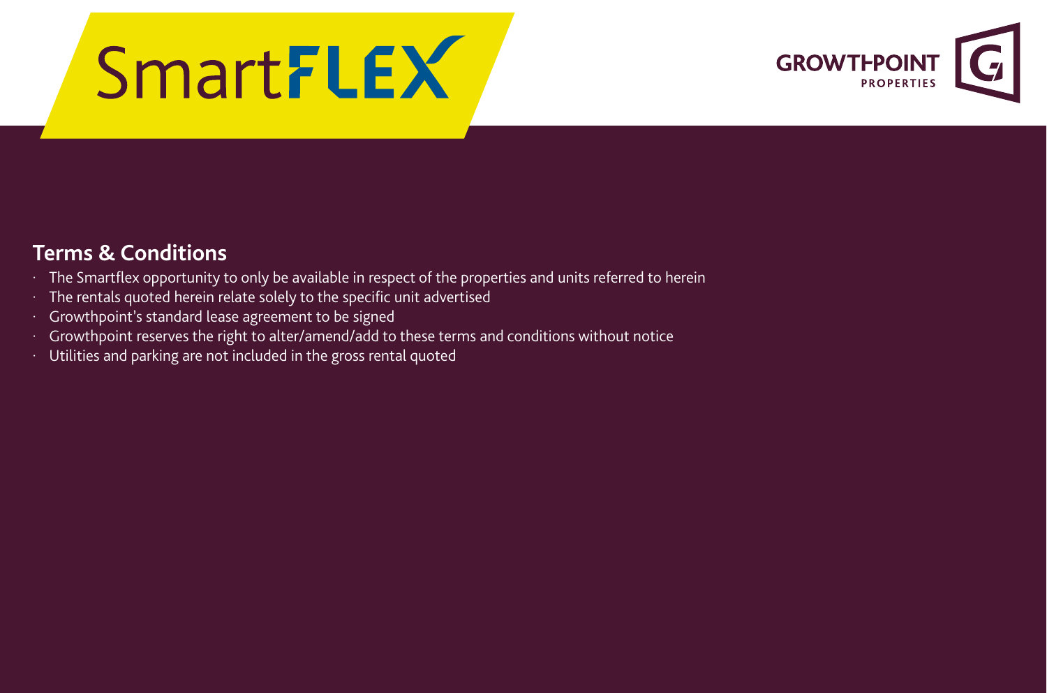SmartFLEX

GROWTHPOINT PROPERTIES

## Terms & Conditions

- The Smartflex opportunity to only be available in respect of the properties and units referred to herein
- The rentals quoted herein relate solely to the specific unit advertised
- Growthpoint's standard lease agreement to be signed
- Growthpoint reserves the right to alter/amend/add to these terms and conditions without notice
- Utilities and parking are not included in the gross rental quoted